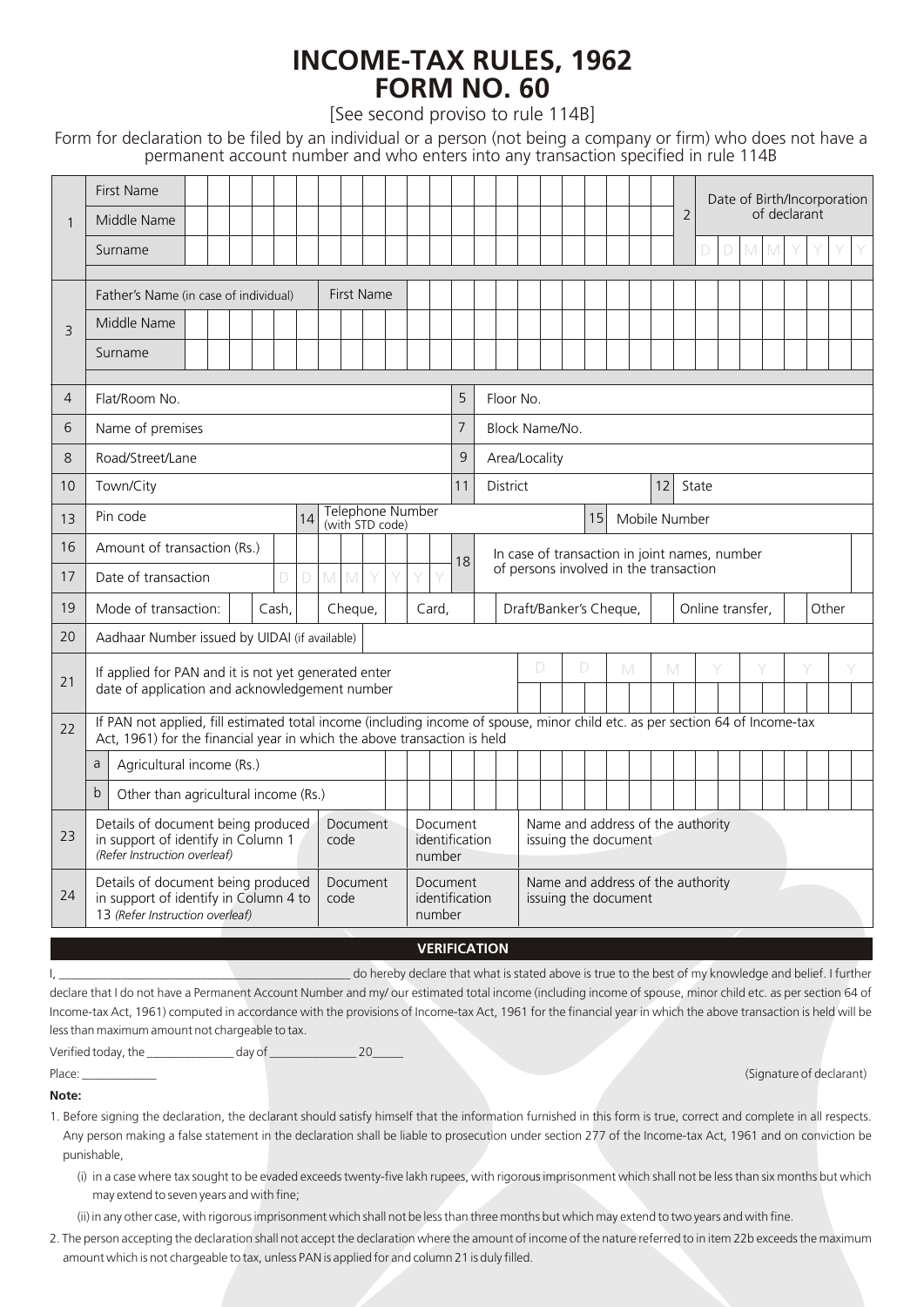# INCOME-TAX RULES, 1962
# FORM NO. 60

[See second proviso to rule 114B]

Form for declaration to be filed by an individual or a person (not being a company or firm) who does not have a permanent account number and who enters into any transaction specified in rule 114B

| No. | Field | Details |
|---|---|---|
| 1 | First Name | |
| | Middle Name | |
| | Surname | |
| 2 | Date of Birth/Incorporation of declarant | D D M M Y Y Y Y |
| 3 | Father's Name (in case of individual) — First Name | |
| | Middle Name | |
| | Surname | |
| 4 | Flat/Room No. | |
| 5 | Floor No. | |
| 6 | Name of premises | |
| 7 | Block Name/No. | |
| 8 | Road/Street/Lane | |
| 9 | Area/Locality | |
| 10 | Town/City | |
| 11 | District | |
| 12 | State | |
| 13 | Pin code | |
| 14 | Telephone Number (with STD code) | |
| 15 | Mobile Number | |
| 16 | Amount of transaction (Rs.) | |
| 17 | Date of transaction | D D M M Y Y Y Y |
| 18 | In case of transaction in joint names, number of persons involved in the transaction | |
| 19 | Mode of transaction: | Cash, Cheque, Card, Draft/Banker's Cheque, Online transfer, Other |
| 20 | Aadhaar Number issued by UIDAI (if available) | |
| 21 | If applied for PAN and it is not yet generated enter date of application and acknowledgement number | D D M M Y Y Y Y |
| 22 | If PAN not applied, fill estimated total income (including income of spouse, minor child etc. as per section 64 of Income-tax Act, 1961) for the financial year in which the above transaction is held | |
| | a Agricultural income (Rs.) | |
| | b Other than agricultural income (Rs.) | |

| No. | Details of document | Document code | Document identification number | Name and address of the authority issuing the document |
|---|---|---|---|---|
| 23 | Details of document being produced in support of identify in Column 1 *(Refer Instruction overleaf)* | | | |
| 24 | Details of document being produced in support of identify in Column 4 to 13 *(Refer Instruction overleaf)* | | | |

## VERIFICATION

I, ______________________________ do hereby declare that what is stated above is true to the best of my knowledge and belief. I further declare that I do not have a Permanent Account Number and my/ our estimated total income (including income of spouse, minor child etc. as per section 64 of Income-tax Act, 1961) computed in accordance with the provisions of Income-tax Act, 1961 for the financial year in which the above transaction is held will be less than maximum amount not chargeable to tax.

Verified today, the ____________ day of ____________ 20_____

Place: ____________

(Signature of declarant)

**Note:**

1. Before signing the declaration, the declarant should satisfy himself that the information furnished in this form is true, correct and complete in all respects. Any person making a false statement in the declaration shall be liable to prosecution under section 277 of the Income-tax Act, 1961 and on conviction be punishable,
   (i) in a case where tax sought to be evaded exceeds twenty-five lakh rupees, with rigorous imprisonment which shall not be less than six months but which may extend to seven years and with fine;
   (ii) in any other case, with rigorous imprisonment which shall not be less than three months but which may extend to two years and with fine.
2. The person accepting the declaration shall not accept the declaration where the amount of income of the nature referred to in item 22b exceeds the maximum amount which is not chargeable to tax, unless PAN is applied for and column 21 is duly filled.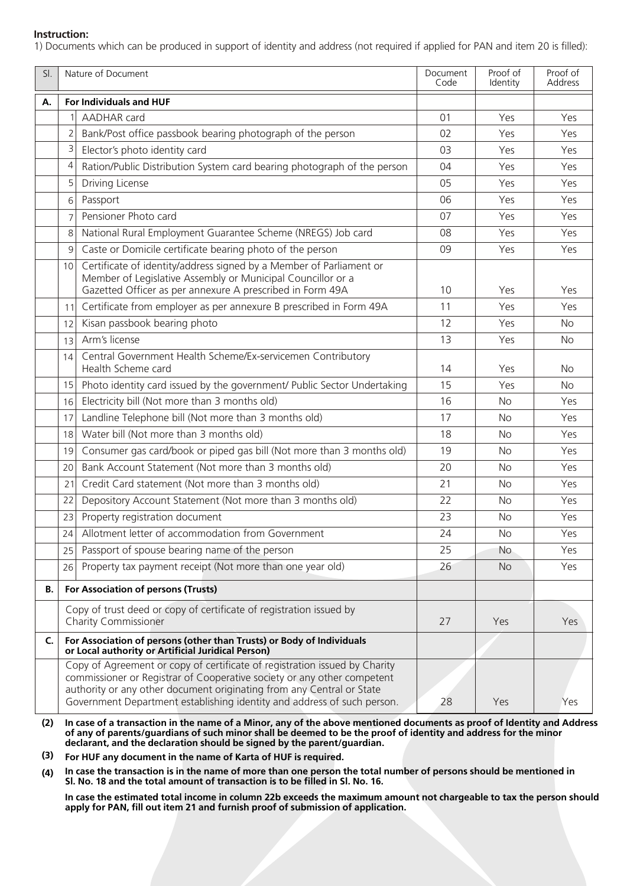**Instruction:**

1) Documents which can be produced in support of identity and address (not required if applied for PAN and item 20 is filled):

| Sl. | | Nature of Document | Document Code | Proof of Identity | Proof of Address |
|---|---|---|---|---|---|
| **A.** | | **For Individuals and HUF** | | | |
| | 1 | AADHAR card | 01 | Yes | Yes |
| | 2 | Bank/Post office passbook bearing photograph of the person | 02 | Yes | Yes |
| | 3 | Elector's photo identity card | 03 | Yes | Yes |
| | 4 | Ration/Public Distribution System card bearing photograph of the person | 04 | Yes | Yes |
| | 5 | Driving License | 05 | Yes | Yes |
| | 6 | Passport | 06 | Yes | Yes |
| | 7 | Pensioner Photo card | 07 | Yes | Yes |
| | 8 | National Rural Employment Guarantee Scheme (NREGS) Job card | 08 | Yes | Yes |
| | 9 | Caste or Domicile certificate bearing photo of the person | 09 | Yes | Yes |
| | 10 | Certificate of identity/address signed by a Member of Parliament or Member of Legislative Assembly or Municipal Councillor or a Gazetted Officer as per annexure A prescribed in Form 49A | 10 | Yes | Yes |
| | 11 | Certificate from employer as per annexure B prescribed in Form 49A | 11 | Yes | Yes |
| | 12 | Kisan passbook bearing photo | 12 | Yes | No |
| | 13 | Arm's license | 13 | Yes | No |
| | 14 | Central Government Health Scheme/Ex-servicemen Contributory Health Scheme card | 14 | Yes | No |
| | 15 | Photo identity card issued by the government/ Public Sector Undertaking | 15 | Yes | No |
| | 16 | Electricity bill (Not more than 3 months old) | 16 | No | Yes |
| | 17 | Landline Telephone bill (Not more than 3 months old) | 17 | No | Yes |
| | 18 | Water bill (Not more than 3 months old) | 18 | No | Yes |
| | 19 | Consumer gas card/book or piped gas bill (Not more than 3 months old) | 19 | No | Yes |
| | 20 | Bank Account Statement (Not more than 3 months old) | 20 | No | Yes |
| | 21 | Credit Card statement (Not more than 3 months old) | 21 | No | Yes |
| | 22 | Depository Account Statement (Not more than 3 months old) | 22 | No | Yes |
| | 23 | Property registration document | 23 | No | Yes |
| | 24 | Allotment letter of accommodation from Government | 24 | No | Yes |
| | 25 | Passport of spouse bearing name of the person | 25 | No | Yes |
| | 26 | Property tax payment receipt (Not more than one year old) | 26 | No | Yes |
| **B.** | | **For Association of persons (Trusts)** | | | |
| | | Copy of trust deed or copy of certificate of registration issued by Charity Commissioner | 27 | Yes | Yes |
| **C.** | | **For Association of persons (other than Trusts) or Body of Individuals or Local authority or Artificial Juridical Person)** | | | |
| | | Copy of Agreement or copy of certificate of registration issued by Charity commissioner or Registrar of Cooperative society or any other competent authority or any other document originating from any Central or State Government Department establishing identity and address of such person. | 28 | Yes | Yes |

**(2)** **In case of a transaction in the name of a Minor, any of the above mentioned documents as proof of Identity and Address of any of parents/guardians of such minor shall be deemed to be the proof of identity and address for the minor declarant, and the declaration should be signed by the parent/guardian.**

**(3)** **For HUF any document in the name of Karta of HUF is required.**

**(4)** **In case the transaction is in the name of more than one person the total number of persons should be mentioned in Sl. No. 18 and the total amount of transaction is to be filled in Sl. No. 16.**

**In case the estimated total income in column 22b exceeds the maximum amount not chargeable to tax the person should apply for PAN, fill out item 21 and furnish proof of submission of application.**